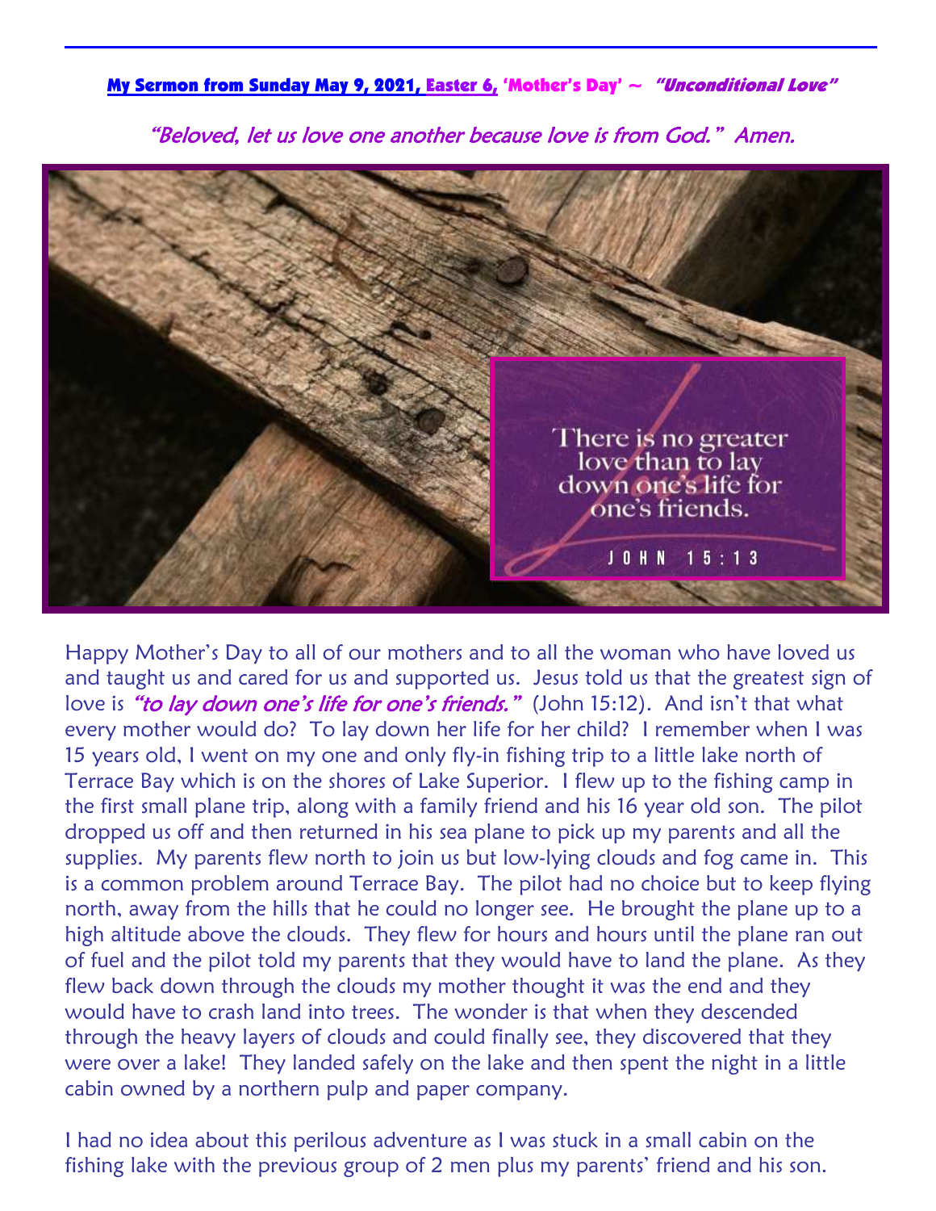**My Sermon from Sunday May 9, 2021, Easter 6, 'Mother's Day' ~ *"Unconditional Love"***

*"Beloved, let us love one another because love is from God." Amen.*

There is no greater love than to lay down one's life for one's friends.

JOHN 15:13

Happy Mother's Day to all of our mothers and to all the woman who have loved us and taught us and cared for us and supported us. Jesus told us that the greatest sign of love is *"to lay down one's life for one's friends."* (John 15:12). And isn't that what every mother would do? To lay down her life for her child? I remember when I was 15 years old, I went on my one and only fly-in fishing trip to a little lake north of Terrace Bay which is on the shores of Lake Superior. I flew up to the fishing camp in the first small plane trip, along with a family friend and his 16 year old son. The pilot dropped us off and then returned in his sea plane to pick up my parents and all the supplies. My parents flew north to join us but low-lying clouds and fog came in. This is a common problem around Terrace Bay. The pilot had no choice but to keep flying north, away from the hills that he could no longer see. He brought the plane up to a high altitude above the clouds. They flew for hours and hours until the plane ran out of fuel and the pilot told my parents that they would have to land the plane. As they flew back down through the clouds my mother thought it was the end and they would have to crash land into trees. The wonder is that when they descended through the heavy layers of clouds and could finally see, they discovered that they were over a lake! They landed safely on the lake and then spent the night in a little cabin owned by a northern pulp and paper company.

I had no idea about this perilous adventure as I was stuck in a small cabin on the fishing lake with the previous group of 2 men plus my parents' friend and his son.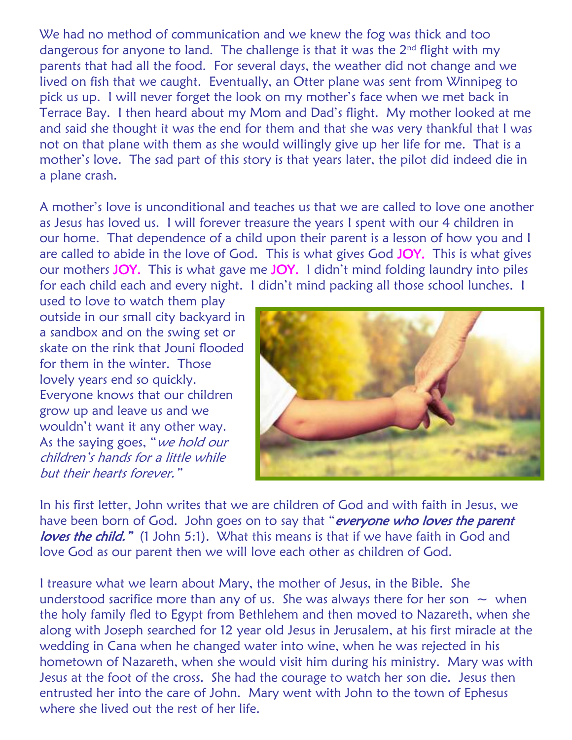We had no method of communication and we knew the fog was thick and too dangerous for anyone to land. The challenge is that it was the 2nd flight with my parents that had all the food. For several days, the weather did not change and we lived on fish that we caught. Eventually, an Otter plane was sent from Winnipeg to pick us up. I will never forget the look on my mother's face when we met back in Terrace Bay. I then heard about my Mom and Dad's flight. My mother looked at me and said she thought it was the end for them and that she was very thankful that I was not on that plane with them as she would willingly give up her life for me. That is a mother's love. The sad part of this story is that years later, the pilot did indeed die in a plane crash.

A mother's love is unconditional and teaches us that we are called to love one another as Jesus has loved us. I will forever treasure the years I spent with our 4 children in our home. That dependence of a child upon their parent is a lesson of how you and I are called to abide in the love of God. This is what gives God **JOY.** This is what gives our mothers **JOY.** This is what gave me **JOY.** I didn't mind folding laundry into piles for each child each and every night. I didn't mind packing all those school lunches. I used to love to watch them play outside in our small city backyard in a sandbox and on the swing set or skate on the rink that Jouni flooded for them in the winter. Those lovely years end so quickly. Everyone knows that our children grow up and leave us and we wouldn't want it any other way. As the saying goes, "*we hold our children's hands for a little while but their hearts forever.*"

In his first letter, John writes that we are children of God and with faith in Jesus, we have been born of God. John goes on to say that "***everyone who loves the parent loves the child.***" (1 John 5:1). What this means is that if we have faith in God and love God as our parent then we will love each other as children of God.

I treasure what we learn about Mary, the mother of Jesus, in the Bible. She understood sacrifice more than any of us. She was always there for her son ~ when the holy family fled to Egypt from Bethlehem and then moved to Nazareth, when she along with Joseph searched for 12 year old Jesus in Jerusalem, at his first miracle at the wedding in Cana when he changed water into wine, when he was rejected in his hometown of Nazareth, when she would visit him during his ministry. Mary was with Jesus at the foot of the cross. She had the courage to watch her son die. Jesus then entrusted her into the care of John. Mary went with John to the town of Ephesus where she lived out the rest of her life.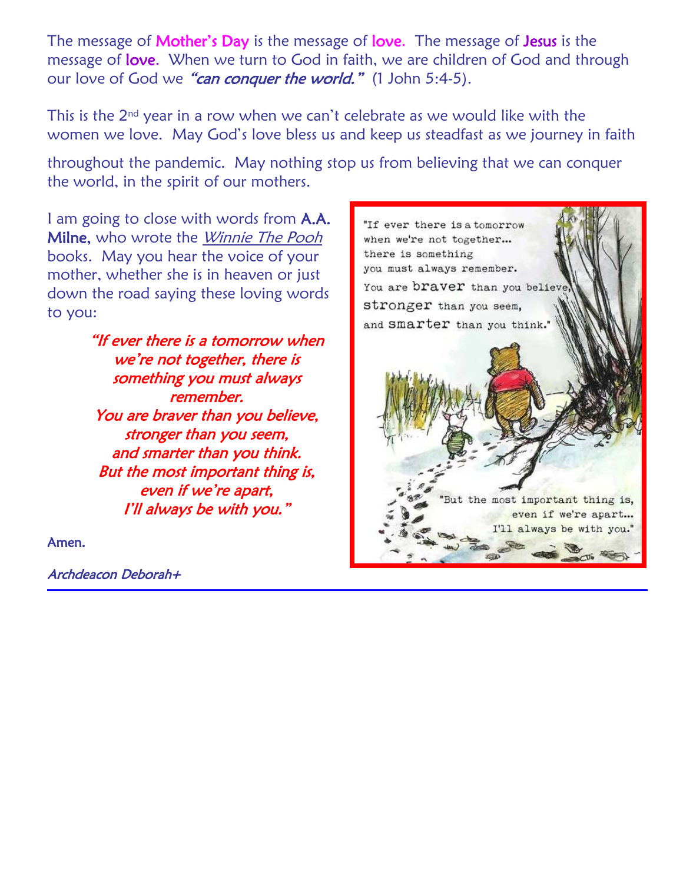The message of Mother's Day is the message of love. The message of Jesus is the message of love. When we turn to God in faith, we are children of God and through our love of God we *"can conquer the world."* (1 John 5:4-5).

This is the 2nd year in a row when we can't celebrate as we would like with the women we love. May God's love bless us and keep us steadfast as we journey in faith throughout the pandemic. May nothing stop us from believing that we can conquer the world, in the spirit of our mothers.

I am going to close with words from A.A. Milne, who wrote the *Winnie The Pooh* books. May you hear the voice of your mother, whether she is in heaven or just down the road saying these loving words to you:

*"If ever there is a tomorrow when we're not together, there is something you must always remember.*
*You are braver than you believe,*
*stronger than you seem,*
*and smarter than you think.*
*But the most important thing is,*
*even if we're apart,*
*I'll always be with you."*

"If ever there is a tomorrow when we're not together... there is something you must always remember. You are braver than you believe, stronger than you seem, and smarter than you think."

"But the most important thing is, even if we're apart... I'll always be with you."

Amen.

*Archdeacon Deborah+*